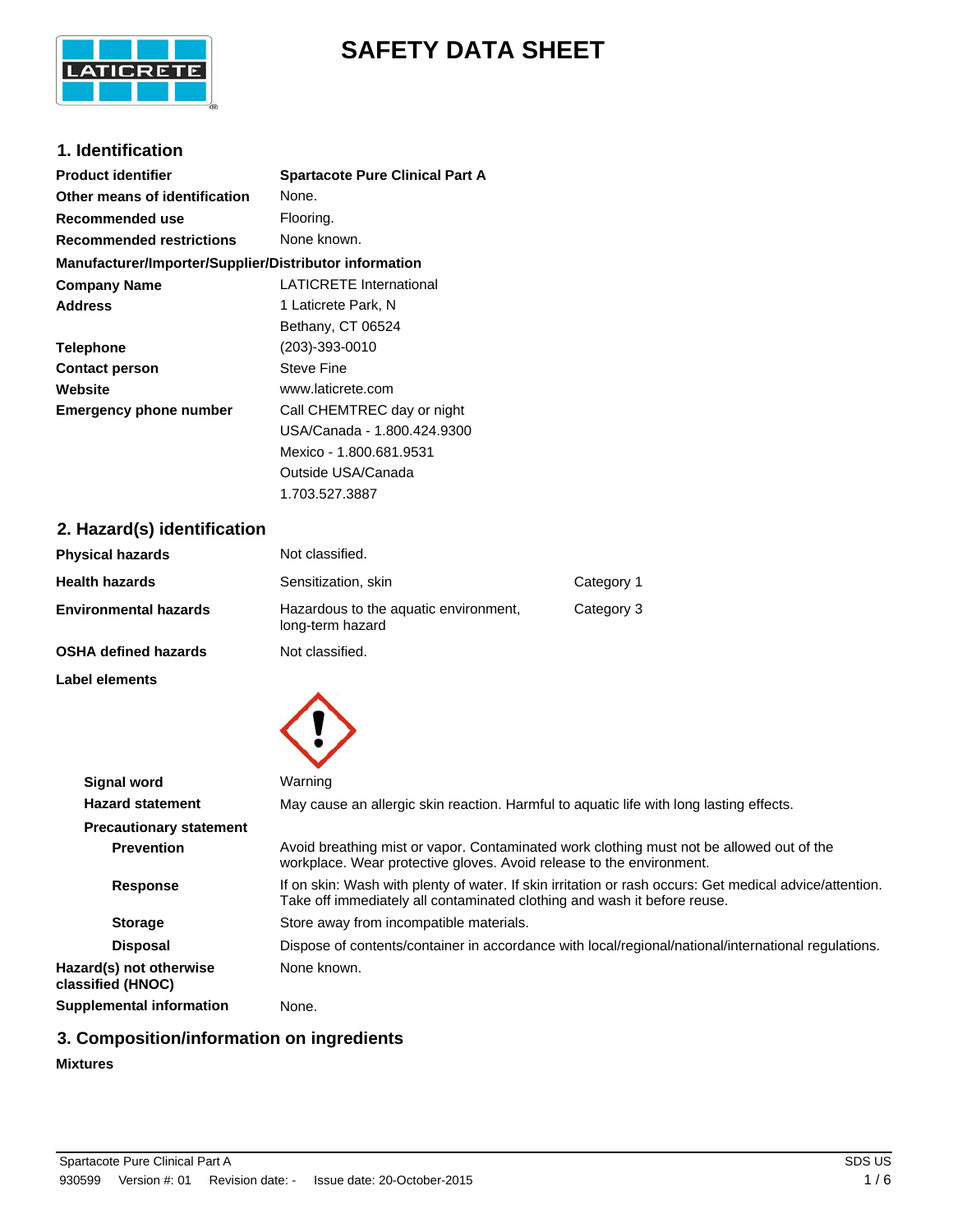# SAFETY DATA SHEET

## 1. Identification

| | |
|---|---|
| **Product identifier** | **Spartacote Pure Clinical Part A** |
| **Other means of identification** | None. |
| **Recommended use** | Flooring. |
| **Recommended restrictions** | None known. |

**Manufacturer/Importer/Supplier/Distributor information**

| | |
|---|---|
| **Company Name** | LATICRETE International |
| **Address** | 1 Laticrete Park, N<br>Bethany, CT 06524 |
| **Telephone** | (203)-393-0010 |
| **Contact person** | Steve Fine |
| **Website** | www.laticrete.com |
| **Emergency phone number** | Call CHEMTREC day or night<br>USA/Canada - 1.800.424.9300<br>Mexico - 1.800.681.9531<br>Outside USA/Canada<br>1.703.527.3887 |

## 2. Hazard(s) identification

| | | |
|---|---|---|
| **Physical hazards** | Not classified. | |
| **Health hazards** | Sensitization, skin | Category 1 |
| **Environmental hazards** | Hazardous to the aquatic environment, long-term hazard | Category 3 |
| **OSHA defined hazards** | Not classified. | |

**Label elements**

| | |
|---|---|
| **Signal word** | Warning |
| **Hazard statement** | May cause an allergic skin reaction. Harmful to aquatic life with long lasting effects. |

**Precautionary statement**

| | |
|---|---|
| **Prevention** | Avoid breathing mist or vapor. Contaminated work clothing must not be allowed out of the workplace. Wear protective gloves. Avoid release to the environment. |
| **Response** | If on skin: Wash with plenty of water. If skin irritation or rash occurs: Get medical advice/attention. Take off immediately all contaminated clothing and wash it before reuse. |
| **Storage** | Store away from incompatible materials. |
| **Disposal** | Dispose of contents/container in accordance with local/regional/national/international regulations. |
| **Hazard(s) not otherwise classified (HNOC)** | None known. |
| **Supplemental information** | None. |

## 3. Composition/information on ingredients

**Mixtures**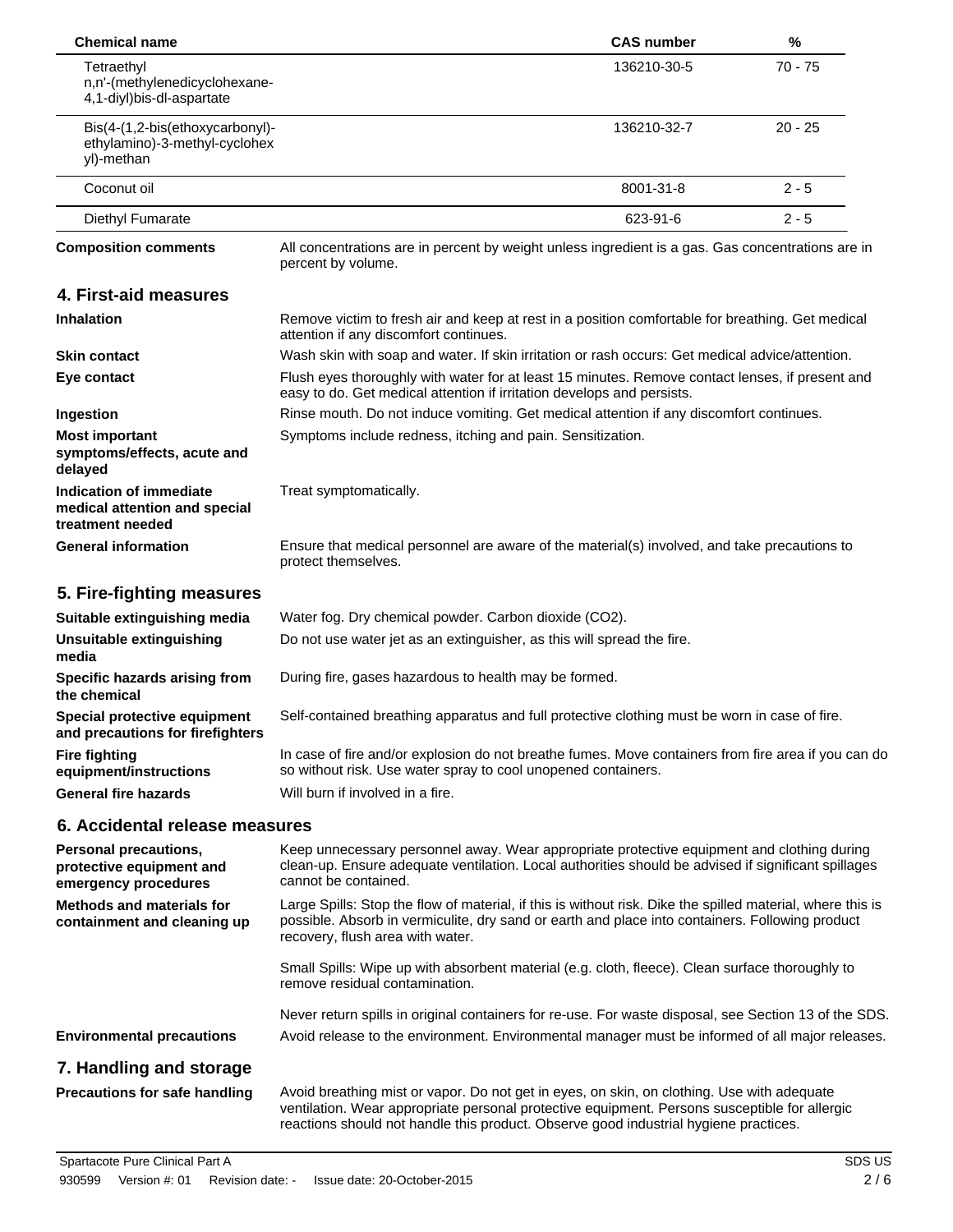| Chemical name | CAS number | % |
|---|---|---|
| Tetraethyl n,n'-(methylenedicyclohexane-4,1-diyl)bis-dl-aspartate | 136210-30-5 | 70 - 75 |
| Bis(4-(1,2-bis(ethoxycarbonyl)-ethylamino)-3-methyl-cyclohexyl)-methan | 136210-32-7 | 20 - 25 |
| Coconut oil | 8001-31-8 | 2 - 5 |
| Diethyl Fumarate | 623-91-6 | 2 - 5 |

**Composition comments** All concentrations are in percent by weight unless ingredient is a gas. Gas concentrations are in percent by volume.

## 4. First-aid measures

**Inhalation** Remove victim to fresh air and keep at rest in a position comfortable for breathing. Get medical attention if any discomfort continues.

**Skin contact** Wash skin with soap and water. If skin irritation or rash occurs: Get medical advice/attention.

**Eye contact** Flush eyes thoroughly with water for at least 15 minutes. Remove contact lenses, if present and easy to do. Get medical attention if irritation develops and persists.

**Ingestion** Rinse mouth. Do not induce vomiting. Get medical attention if any discomfort continues.

**Most important symptoms/effects, acute and delayed** Symptoms include redness, itching and pain. Sensitization.

**Indication of immediate medical attention and special treatment needed** Treat symptomatically.

**General information** Ensure that medical personnel are aware of the material(s) involved, and take precautions to protect themselves.

## 5. Fire-fighting measures

**Suitable extinguishing media** Water fog. Dry chemical powder. Carbon dioxide ($CO_2$).

**Unsuitable extinguishing media** Do not use water jet as an extinguisher, as this will spread the fire.

**Specific hazards arising from the chemical** During fire, gases hazardous to health may be formed.

**Special protective equipment and precautions for firefighters** Self-contained breathing apparatus and full protective clothing must be worn in case of fire.

**Fire fighting equipment/instructions** In case of fire and/or explosion do not breathe fumes. Move containers from fire area if you can do so without risk. Use water spray to cool unopened containers.

**General fire hazards** Will burn if involved in a fire.

## 6. Accidental release measures

**Personal precautions, protective equipment and emergency procedures** Keep unnecessary personnel away. Wear appropriate protective equipment and clothing during clean-up. Ensure adequate ventilation. Local authorities should be advised if significant spillages cannot be contained.

**Methods and materials for containment and cleaning up** Large Spills: Stop the flow of material, if this is without risk. Dike the spilled material, where this is possible. Absorb in vermiculite, dry sand or earth and place into containers. Following product recovery, flush area with water.

Small Spills: Wipe up with absorbent material (e.g. cloth, fleece). Clean surface thoroughly to remove residual contamination.

Never return spills in original containers for re-use. For waste disposal, see Section 13 of the SDS.

**Environmental precautions** Avoid release to the environment. Environmental manager must be informed of all major releases.

## 7. Handling and storage

**Precautions for safe handling** Avoid breathing mist or vapor. Do not get in eyes, on skin, on clothing. Use with adequate ventilation. Wear appropriate personal protective equipment. Persons susceptible for allergic reactions should not handle this product. Observe good industrial hygiene practices.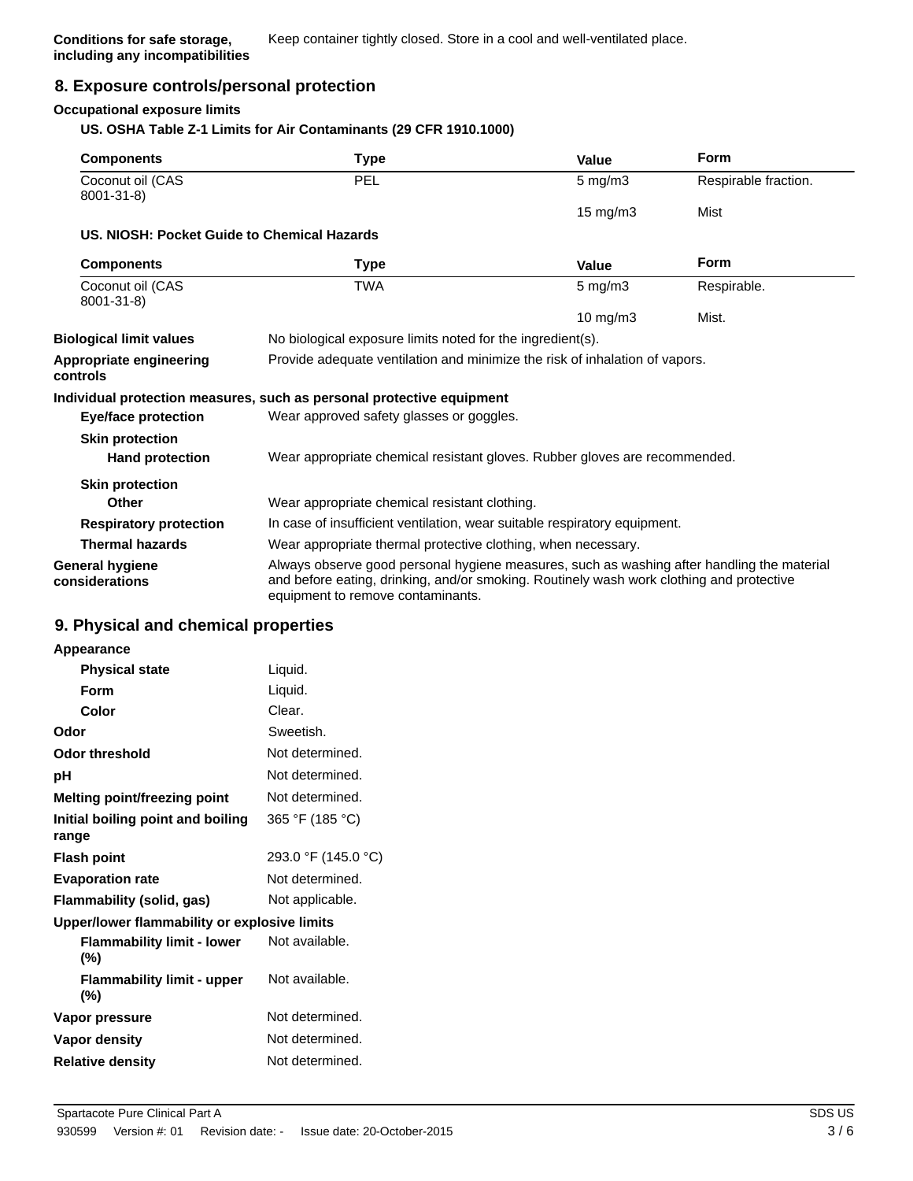**Conditions for safe storage, including any incompatibilities** Keep container tightly closed. Store in a cool and well-ventilated place.

## 8. Exposure controls/personal protection

### Occupational exposure limits

**US. OSHA Table Z-1 Limits for Air Contaminants (29 CFR 1910.1000)**

| Components | Type | Value | Form |
|---|---|---|---|
| Coconut oil (CAS 8001-31-8) | PEL | 5 mg/m3 | Respirable fraction. |
| | | 15 mg/m3 | Mist |

**US. NIOSH: Pocket Guide to Chemical Hazards**

| Components | Type | Value | Form |
|---|---|---|---|
| Coconut oil (CAS 8001-31-8) | TWA | 5 mg/m3 | Respirable. |
| | | 10 mg/m3 | Mist. |

**Biological limit values** No biological exposure limits noted for the ingredient(s).

**Appropriate engineering controls** Provide adequate ventilation and minimize the risk of inhalation of vapors.

**Individual protection measures, such as personal protective equipment**

**Eye/face protection** Wear approved safety glasses or goggles.

**Skin protection**

**Hand protection** Wear appropriate chemical resistant gloves. Rubber gloves are recommended.

**Skin protection**

**Other** Wear appropriate chemical resistant clothing.

**Respiratory protection** In case of insufficient ventilation, wear suitable respiratory equipment.

**Thermal hazards** Wear appropriate thermal protective clothing, when necessary.

**General hygiene considerations** Always observe good personal hygiene measures, such as washing after handling the material and before eating, drinking, and/or smoking. Routinely wash work clothing and protective equipment to remove contaminants.

## 9. Physical and chemical properties

**Appearance**

| | |
|---|---|
| **Physical state** | Liquid. |
| **Form** | Liquid. |
| **Color** | Clear. |
| **Odor** | Sweetish. |
| **Odor threshold** | Not determined. |
| **pH** | Not determined. |
| **Melting point/freezing point** | Not determined. |
| **Initial boiling point and boiling range** | 365 °F (185 °C) |
| **Flash point** | 293.0 °F (145.0 °C) |
| **Evaporation rate** | Not determined. |
| **Flammability (solid, gas)** | Not applicable. |

**Upper/lower flammability or explosive limits**

| | |
|---|---|
| **Flammability limit - lower (%)** | Not available. |
| **Flammability limit - upper (%)** | Not available. |
| **Vapor pressure** | Not determined. |
| **Vapor density** | Not determined. |
| **Relative density** | Not determined. |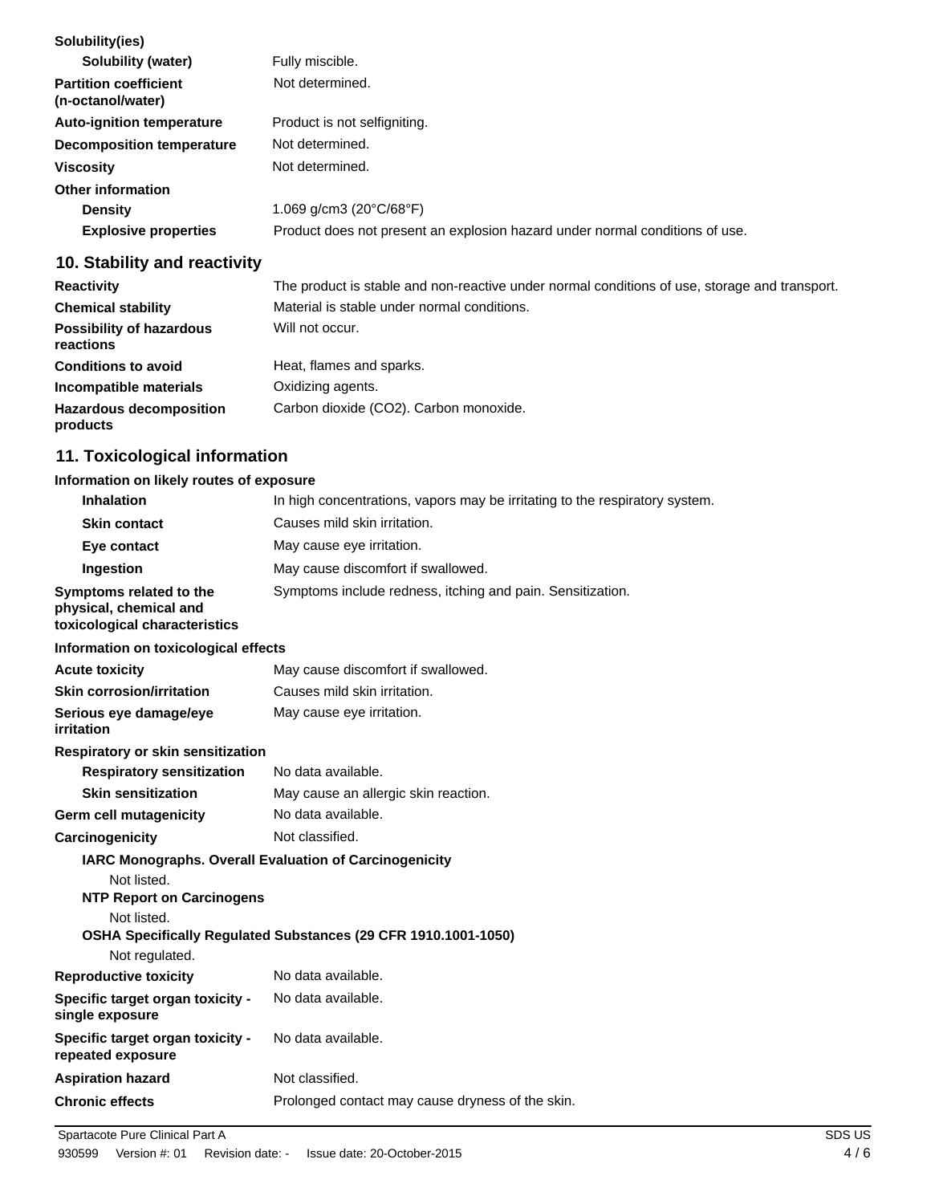| | |
|---|---|
| **Solubility(ies)** | |
| **Solubility (water)** | Fully miscible. |
| **Partition coefficient (n-octanol/water)** | Not determined. |
| **Auto-ignition temperature** | Product is not selfigniting. |
| **Decomposition temperature** | Not determined. |
| **Viscosity** | Not determined. |
| **Other information** | |
| **Density** | 1.069 g/cm3 (20°C/68°F) |
| **Explosive properties** | Product does not present an explosion hazard under normal conditions of use. |

## 10. Stability and reactivity

| | |
|---|---|
| **Reactivity** | The product is stable and non-reactive under normal conditions of use, storage and transport. |
| **Chemical stability** | Material is stable under normal conditions. |
| **Possibility of hazardous reactions** | Will not occur. |
| **Conditions to avoid** | Heat, flames and sparks. |
| **Incompatible materials** | Oxidizing agents. |
| **Hazardous decomposition products** | Carbon dioxide ($CO_2$). Carbon monoxide. |

## 11. Toxicological information

**Information on likely routes of exposure**

| | |
|---|---|
| **Inhalation** | In high concentrations, vapors may be irritating to the respiratory system. |
| **Skin contact** | Causes mild skin irritation. |
| **Eye contact** | May cause eye irritation. |
| **Ingestion** | May cause discomfort if swallowed. |
| **Symptoms related to the physical, chemical and toxicological characteristics** | Symptoms include redness, itching and pain. Sensitization. |

**Information on toxicological effects**

| | |
|---|---|
| **Acute toxicity** | May cause discomfort if swallowed. |
| **Skin corrosion/irritation** | Causes mild skin irritation. |
| **Serious eye damage/eye irritation** | May cause eye irritation. |
| **Respiratory or skin sensitization** | |
| **Respiratory sensitization** | No data available. |
| **Skin sensitization** | May cause an allergic skin reaction. |
| **Germ cell mutagenicity** | No data available. |
| **Carcinogenicity** | Not classified. |

**IARC Monographs. Overall Evaluation of Carcinogenicity**

Not listed.

**NTP Report on Carcinogens**

Not listed.

**OSHA Specifically Regulated Substances (29 CFR 1910.1001-1050)**

Not regulated.

| | |
|---|---|
| **Reproductive toxicity** | No data available. |
| **Specific target organ toxicity - single exposure** | No data available. |
| **Specific target organ toxicity - repeated exposure** | No data available. |
| **Aspiration hazard** | Not classified. |
| **Chronic effects** | Prolonged contact may cause dryness of the skin. |

Spartacote Pure Clinical Part A — SDS US

930599 Version #: 01 Revision date: - Issue date: 20-October-2015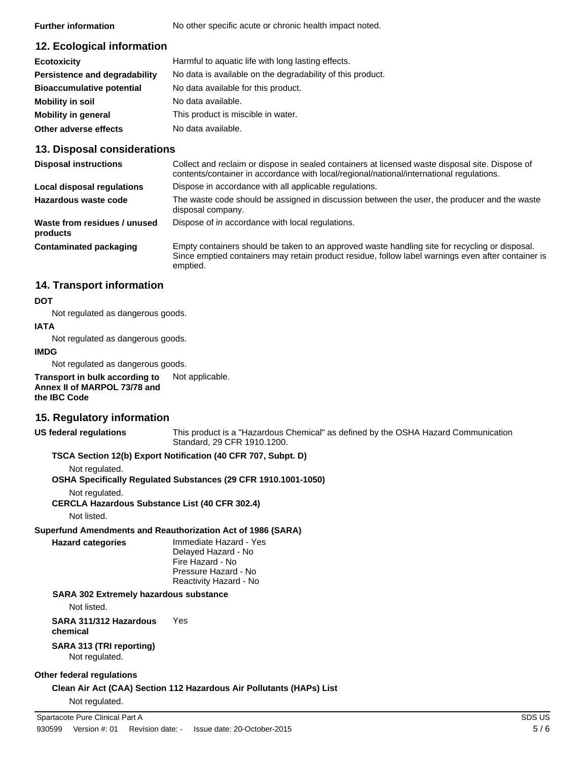**Further information** No other specific acute or chronic health impact noted.

## 12. Ecological information

| | |
|---|---|
| **Ecotoxicity** | Harmful to aquatic life with long lasting effects. |
| **Persistence and degradability** | No data is available on the degradability of this product. |
| **Bioaccumulative potential** | No data available for this product. |
| **Mobility in soil** | No data available. |
| **Mobility in general** | This product is miscible in water. |
| **Other adverse effects** | No data available. |

## 13. Disposal considerations

| | |
|---|---|
| **Disposal instructions** | Collect and reclaim or dispose in sealed containers at licensed waste disposal site. Dispose of contents/container in accordance with local/regional/national/international regulations. |
| **Local disposal regulations** | Dispose in accordance with all applicable regulations. |
| **Hazardous waste code** | The waste code should be assigned in discussion between the user, the producer and the waste disposal company. |
| **Waste from residues / unused products** | Dispose of in accordance with local regulations. |
| **Contaminated packaging** | Empty containers should be taken to an approved waste handling site for recycling or disposal. Since emptied containers may retain product residue, follow label warnings even after container is emptied. |

## 14. Transport information

**DOT**

Not regulated as dangerous goods.

**IATA**

Not regulated as dangerous goods.

**IMDG**

Not regulated as dangerous goods.

**Transport in bulk according to Annex II of MARPOL 73/78 and the IBC Code** Not applicable.

## 15. Regulatory information

**US federal regulations** This product is a "Hazardous Chemical" as defined by the OSHA Hazard Communication Standard, 29 CFR 1910.1200.

**TSCA Section 12(b) Export Notification (40 CFR 707, Subpt. D)**

Not regulated.

**OSHA Specifically Regulated Substances (29 CFR 1910.1001-1050)**

Not regulated.

**CERCLA Hazardous Substance List (40 CFR 302.4)**

Not listed.

**Superfund Amendments and Reauthorization Act of 1986 (SARA)**

**Hazard categories**
Immediate Hazard - Yes
Delayed Hazard - No
Fire Hazard - No
Pressure Hazard - No
Reactivity Hazard - No

**SARA 302 Extremely hazardous substance**

Not listed.

**SARA 311/312 Hazardous chemical** Yes

**SARA 313 (TRI reporting)**

Not regulated.

**Other federal regulations**

**Clean Air Act (CAA) Section 112 Hazardous Air Pollutants (HAPs) List**

Not regulated.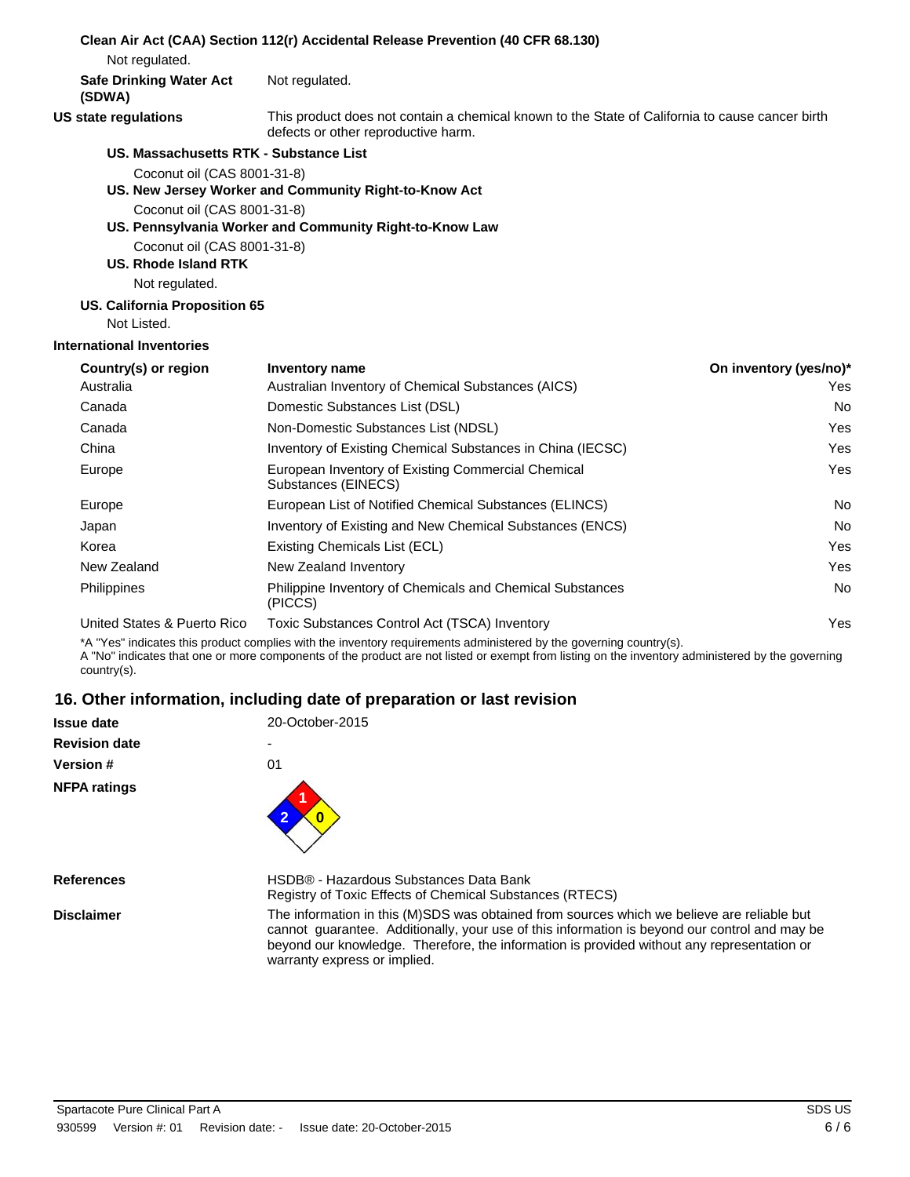**Clean Air Act (CAA) Section 112(r) Accidental Release Prevention (40 CFR 68.130)**

Not regulated.

**Safe Drinking Water Act (SDWA)** Not regulated.

**US state regulations** This product does not contain a chemical known to the State of California to cause cancer birth defects or other reproductive harm.

**US. Massachusetts RTK - Substance List**

Coconut oil (CAS 8001-31-8)

**US. New Jersey Worker and Community Right-to-Know Act**

Coconut oil (CAS 8001-31-8)

**US. Pennsylvania Worker and Community Right-to-Know Law**

Coconut oil (CAS 8001-31-8)

**US. Rhode Island RTK**

Not regulated.

**US. California Proposition 65**

Not Listed.

**International Inventories**

| Country(s) or region | Inventory name | On inventory (yes/no)* |
|---|---|---|
| Australia | Australian Inventory of Chemical Substances (AICS) | Yes |
| Canada | Domestic Substances List (DSL) | No |
| Canada | Non-Domestic Substances List (NDSL) | Yes |
| China | Inventory of Existing Chemical Substances in China (IECSC) | Yes |
| Europe | European Inventory of Existing Commercial Chemical Substances (EINECS) | Yes |
| Europe | European List of Notified Chemical Substances (ELINCS) | No |
| Japan | Inventory of Existing and New Chemical Substances (ENCS) | No |
| Korea | Existing Chemicals List (ECL) | Yes |
| New Zealand | New Zealand Inventory | Yes |
| Philippines | Philippine Inventory of Chemicals and Chemical Substances (PICCS) | No |
| United States & Puerto Rico | Toxic Substances Control Act (TSCA) Inventory | Yes |

*A "Yes" indicates this product complies with the inventory requirements administered by the governing country(s).
A "No" indicates that one or more components of the product are not listed or exempt from listing on the inventory administered by the governing country(s).

## 16. Other information, including date of preparation or last revision

**Issue date** 20-October-2015

**Revision date** -

**Version #** 01

**NFPA ratings**

1
2 0

**References** HSDB® - Hazardous Substances Data Bank
Registry of Toxic Effects of Chemical Substances (RTECS)

**Disclaimer** The information in this (M)SDS was obtained from sources which we believe are reliable but cannot guarantee. Additionally, your use of this information is beyond our control and may be beyond our knowledge. Therefore, the information is provided without any representation or warranty express or implied.